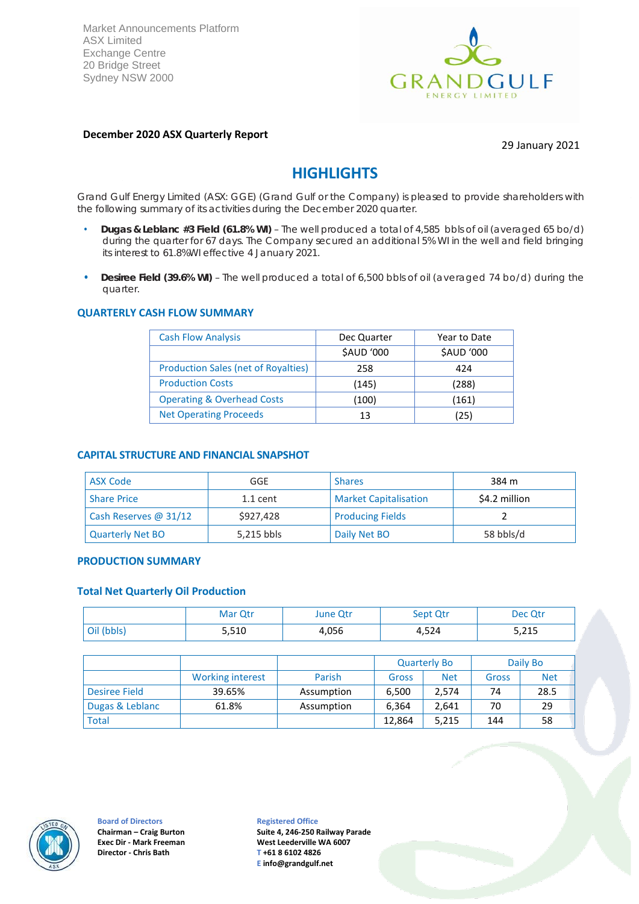Market Announcements Platform
ASX Limited
Exchange Centre
20 Bridge Street
Sydney NSW 2000

GRANDGULF ENERGY LIMITED

**December 2020 ASX Quarterly Report**

29 January 2021

# HIGHLIGHTS

Grand Gulf Energy Limited (ASX: GGE) (Grand Gulf or the Company) is pleased to provide shareholders with the following summary of its activities during the December 2020 quarter.

- **Dugas & Leblanc #3 Field (61.8% WI)** – The well produced a total of 4,585 bbls of oil (averaged 65 bo/d) during the quarter for 67 days. The Company secured an additional 5% WI in the well and field bringing its interest to 61.8%WI effective 4 January 2021.
- **Desiree Field (39.6% WI)** – The well produced a total of 6,500 bbls of oil (averaged 74 bo/d) during the quarter.

## QUARTERLY CASH FLOW SUMMARY

| Cash Flow Analysis | Dec Quarter | Year to Date |
|---|---|---|
| | $AUD '000 | $AUD '000 |
| Production Sales (net of Royalties) | 258 | 424 |
| Production Costs | (145) | (288) |
| Operating & Overhead Costs | (100) | (161) |
| Net Operating Proceeds | 13 | (25) |

## CAPITAL STRUCTURE AND FINANCIAL SNAPSHOT

| ASX Code | GGE | Shares | 384 m |
|---|---|---|---|
| Share Price | 1.1 cent | Market Capitalisation | $4.2 million |
| Cash Reserves @ 31/12 | $927,428 | Producing Fields | 2 |
| Quarterly Net BO | 5,215 bbls | Daily Net BO | 58 bbls/d |

## PRODUCTION SUMMARY

### Total Net Quarterly Oil Production

| | Mar Qtr | June Qtr | Sept Qtr | Dec Qtr |
|---|---|---|---|---|
| Oil (bbls) | 5,510 | 4,056 | 4,524 | 5,215 |

| | | | Quarterly Bo | | Daily Bo | |
|---|---|---|---|---|---|---|
| | Working interest | Parish | Gross | Net | Gross | Net |
| Desiree Field | 39.65% | Assumption | 6,500 | 2,574 | 74 | 28.5 |
| Dugas & Leblanc | 61.8% | Assumption | 6,364 | 2,641 | 70 | 29 |
| Total | | | 12,864 | 5,215 | 144 | 58 |

**Board of Directors**
**Chairman – Craig Burton**
**Exec Dir - Mark Freeman**
**Director - Chris Bath**

**Registered Office**
**Suite 4, 246-250 Railway Parade**
**West Leederville WA 6007**
**T +61 8 6102 4826**
**E info@grandgulf.net**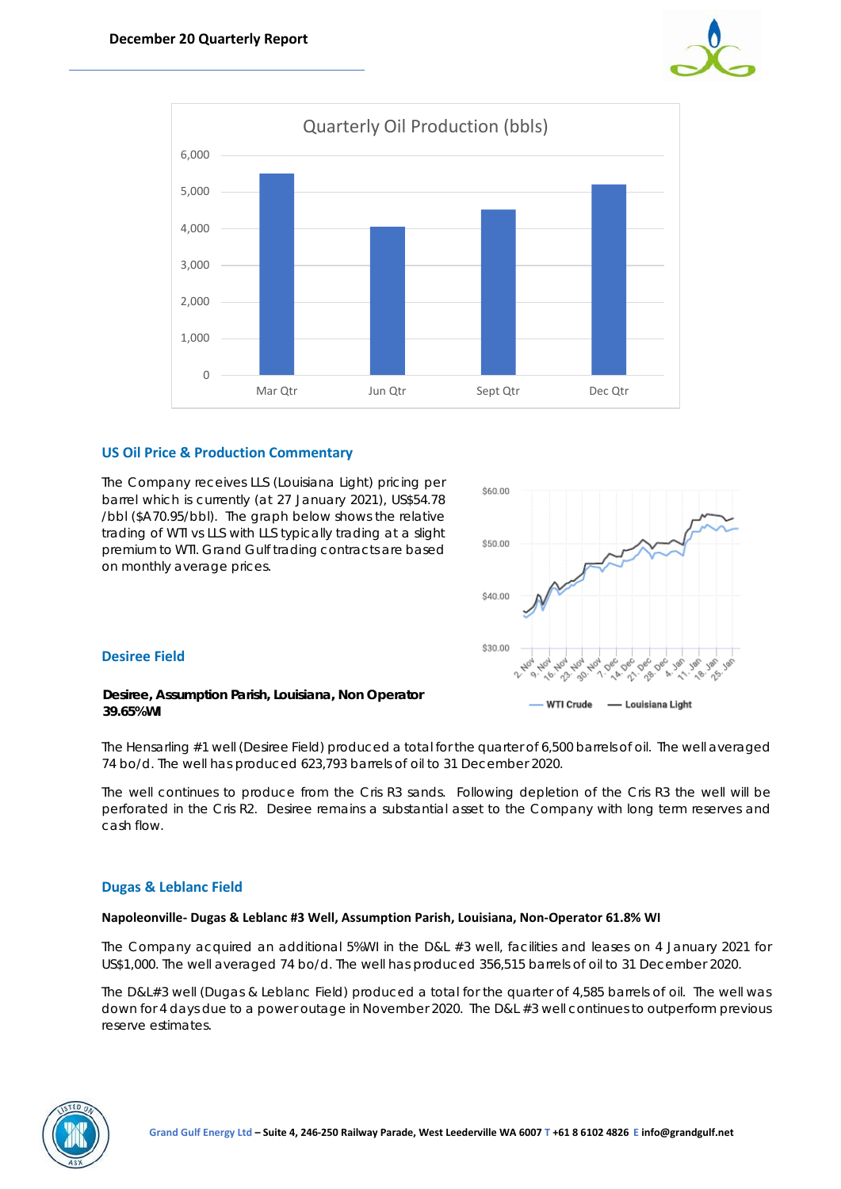Quarterly Oil Production (bbls)

## US Oil Price & Production Commentary

The Company receives LLS (Louisiana Light) pricing per barrel which is currently (at 27 January 2021), US$54.78 /bbl ($A70.95/bbl). The graph below shows the relative trading of WTI vs LLS with LLS typically trading at a slight premium to WTI. Grand Gulf trading contracts are based on monthly average prices.

## Desiree Field

**Desiree, Assumption Parish, Louisiana, Non Operator 39.65%WI**

The Hensarling #1 well (Desiree Field) produced a total for the quarter of 6,500 barrels of oil. The well averaged 74 bo/d. The well has produced 623,793 barrels of oil to 31 December 2020.

The well continues to produce from the Cris R3 sands. Following depletion of the Cris R3 the well will be perforated in the Cris R2. Desiree remains a substantial asset to the Company with long term reserves and cash flow.

## Dugas & Leblanc Field

**Napoleonville- Dugas & Leblanc #3 Well, Assumption Parish, Louisiana, Non-Operator 61.8% WI**

The Company acquired an additional 5%WI in the D&L #3 well, facilities and leases on 4 January 2021 for US$1,000. The well averaged 74 bo/d. The well has produced 356,515 barrels of oil to 31 December 2020.

The D&L#3 well (Dugas & Leblanc Field) produced a total for the quarter of 4,585 barrels of oil. The well was down for 4 days due to a power outage in November 2020. The D&L #3 well continues to outperform previous reserve estimates.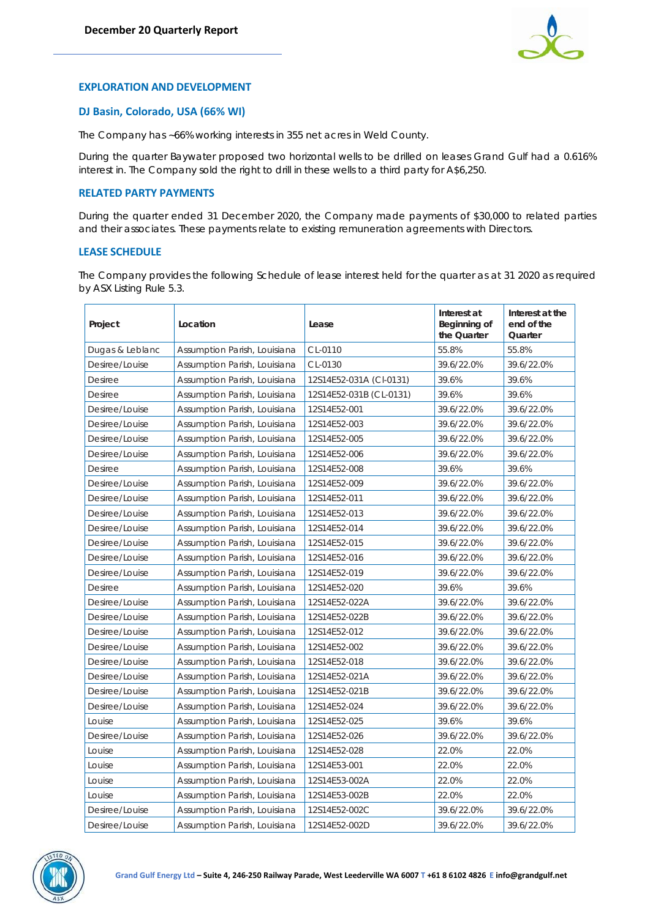## EXPLORATION AND DEVELOPMENT

### DJ Basin, Colorado, USA (66% WI)

The Company has ~66% working interests in 355 net acres in Weld County.

During the quarter Baywater proposed two horizontal wells to be drilled on leases Grand Gulf had a 0.616% interest in. The Company sold the right to drill in these wells to a third party for A$6,250.

## RELATED PARTY PAYMENTS

During the quarter ended 31 December 2020, the Company made payments of $30,000 to related parties and their associates. These payments relate to existing remuneration agreements with Directors.

## LEASE SCHEDULE

The Company provides the following Schedule of lease interest held for the quarter as at 31 2020 as required by ASX Listing Rule 5.3.

| Project | Location | Lease | Interest at Beginning of the Quarter | Interest at the end of the Quarter |
|---|---|---|---|---|
| Dugas & Leblanc | Assumption Parish, Louisiana | CL-0110 | 55.8% | 55.8% |
| Desiree/Louise | Assumption Parish, Louisiana | CL-0130 | 39.6/22.0% | 39.6/22.0% |
| Desiree | Assumption Parish, Louisiana | 12S14E52-031A (CI-0131) | 39.6% | 39.6% |
| Desiree | Assumption Parish, Louisiana | 12S14E52-031B (CL-0131) | 39.6% | 39.6% |
| Desiree/Louise | Assumption Parish, Louisiana | 12S14E52-001 | 39.6/22.0% | 39.6/22.0% |
| Desiree/Louise | Assumption Parish, Louisiana | 12S14E52-003 | 39.6/22.0% | 39.6/22.0% |
| Desiree/Louise | Assumption Parish, Louisiana | 12S14E52-005 | 39.6/22.0% | 39.6/22.0% |
| Desiree/Louise | Assumption Parish, Louisiana | 12S14E52-006 | 39.6/22.0% | 39.6/22.0% |
| Desiree | Assumption Parish, Louisiana | 12S14E52-008 | 39.6% | 39.6% |
| Desiree/Louise | Assumption Parish, Louisiana | 12S14E52-009 | 39.6/22.0% | 39.6/22.0% |
| Desiree/Louise | Assumption Parish, Louisiana | 12S14E52-011 | 39.6/22.0% | 39.6/22.0% |
| Desiree/Louise | Assumption Parish, Louisiana | 12S14E52-013 | 39.6/22.0% | 39.6/22.0% |
| Desiree/Louise | Assumption Parish, Louisiana | 12S14E52-014 | 39.6/22.0% | 39.6/22.0% |
| Desiree/Louise | Assumption Parish, Louisiana | 12S14E52-015 | 39.6/22.0% | 39.6/22.0% |
| Desiree/Louise | Assumption Parish, Louisiana | 12S14E52-016 | 39.6/22.0% | 39.6/22.0% |
| Desiree/Louise | Assumption Parish, Louisiana | 12S14E52-019 | 39.6/22.0% | 39.6/22.0% |
| Desiree | Assumption Parish, Louisiana | 12S14E52-020 | 39.6% | 39.6% |
| Desiree/Louise | Assumption Parish, Louisiana | 12S14E52-022A | 39.6/22.0% | 39.6/22.0% |
| Desiree/Louise | Assumption Parish, Louisiana | 12S14E52-022B | 39.6/22.0% | 39.6/22.0% |
| Desiree/Louise | Assumption Parish, Louisiana | 12S14E52-012 | 39.6/22.0% | 39.6/22.0% |
| Desiree/Louise | Assumption Parish, Louisiana | 12S14E52-002 | 39.6/22.0% | 39.6/22.0% |
| Desiree/Louise | Assumption Parish, Louisiana | 12S14E52-018 | 39.6/22.0% | 39.6/22.0% |
| Desiree/Louise | Assumption Parish, Louisiana | 12S14E52-021A | 39.6/22.0% | 39.6/22.0% |
| Desiree/Louise | Assumption Parish, Louisiana | 12S14E52-021B | 39.6/22.0% | 39.6/22.0% |
| Desiree/Louise | Assumption Parish, Louisiana | 12S14E52-024 | 39.6/22.0% | 39.6/22.0% |
| Louise | Assumption Parish, Louisiana | 12S14E52-025 | 39.6% | 39.6% |
| Desiree/Louise | Assumption Parish, Louisiana | 12S14E52-026 | 39.6/22.0% | 39.6/22.0% |
| Louise | Assumption Parish, Louisiana | 12S14E52-028 | 22.0% | 22.0% |
| Louise | Assumption Parish, Louisiana | 12S14E53-001 | 22.0% | 22.0% |
| Louise | Assumption Parish, Louisiana | 12S14E53-002A | 22.0% | 22.0% |
| Louise | Assumption Parish, Louisiana | 12S14E53-002B | 22.0% | 22.0% |
| Desiree/Louise | Assumption Parish, Louisiana | 12S14E52-002C | 39.6/22.0% | 39.6/22.0% |
| Desiree/Louise | Assumption Parish, Louisiana | 12S14E52-002D | 39.6/22.0% | 39.6/22.0% |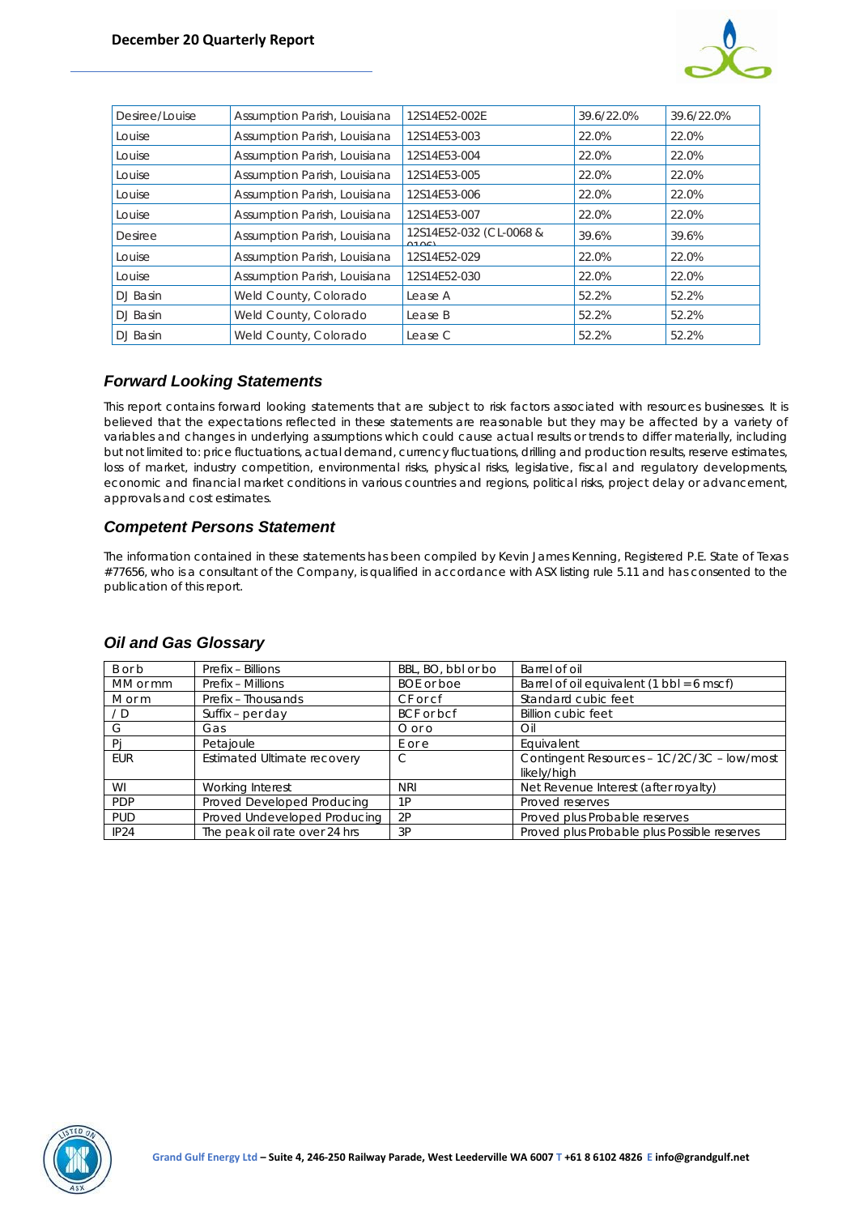| Desiree/Louise | Assumption Parish, Louisiana | 12S14E52-002E | 39.6/22.0% | 39.6/22.0% |
|---|---|---|---|---|
| Louise | Assumption Parish, Louisiana | 12S14E53-003 | 22.0% | 22.0% |
| Louise | Assumption Parish, Louisiana | 12S14E53-004 | 22.0% | 22.0% |
| Louise | Assumption Parish, Louisiana | 12S14E53-005 | 22.0% | 22.0% |
| Louise | Assumption Parish, Louisiana | 12S14E53-006 | 22.0% | 22.0% |
| Louise | Assumption Parish, Louisiana | 12S14E53-007 | 22.0% | 22.0% |
| Desiree | Assumption Parish, Louisiana | 12S14E52-032 (CL-0068 & 0106) | 39.6% | 39.6% |
| Louise | Assumption Parish, Louisiana | 12S14E52-029 | 22.0% | 22.0% |
| Louise | Assumption Parish, Louisiana | 12S14E52-030 | 22.0% | 22.0% |
| DJ Basin | Weld County, Colorado | Lease A | 52.2% | 52.2% |
| DJ Basin | Weld County, Colorado | Lease B | 52.2% | 52.2% |
| DJ Basin | Weld County, Colorado | Lease C | 52.2% | 52.2% |

## *Forward Looking Statements*

This report contains forward looking statements that are subject to risk factors associated with resources businesses. It is believed that the expectations reflected in these statements are reasonable but they may be affected by a variety of variables and changes in underlying assumptions which could cause actual results or trends to differ materially, including but not limited to: price fluctuations, actual demand, currency fluctuations, drilling and production results, reserve estimates, loss of market, industry competition, environmental risks, physical risks, legislative, fiscal and regulatory developments, economic and financial market conditions in various countries and regions, political risks, project delay or advancement, approvals and cost estimates.

## *Competent Persons Statement*

The information contained in these statements has been compiled by Kevin James Kenning, Registered P.E. State of Texas #77656, who is a consultant of the Company, is qualified in accordance with ASX listing rule 5.11 and has consented to the publication of this report.

## *Oil and Gas Glossary*

| B or b | Prefix – Billions | BBL, BO, bbl or bo | Barrel of oil |
|---|---|---|---|
| MM or mm | Prefix – Millions | BOE or boe | Barrel of oil equivalent (1 bbl = 6 mscf) |
| M or m | Prefix – Thousands | CF or cf | Standard cubic feet |
| / D | Suffix – per day | BCF or bcf | Billion cubic feet |
| G | Gas | O or o | Oil |
| Pj | Petajoule | E or e | Equivalent |
| EUR | Estimated Ultimate recovery | C | Contingent Resources – 1C/2C/3C – low/most likely/high |
| WI | Working Interest | NRI | Net Revenue Interest (after royalty) |
| PDP | Proved Developed Producing | 1P | Proved reserves |
| PUD | Proved Undeveloped Producing | 2P | Proved plus Probable reserves |
| IP24 | The peak oil rate over 24 hrs | 3P | Proved plus Probable plus Possible reserves |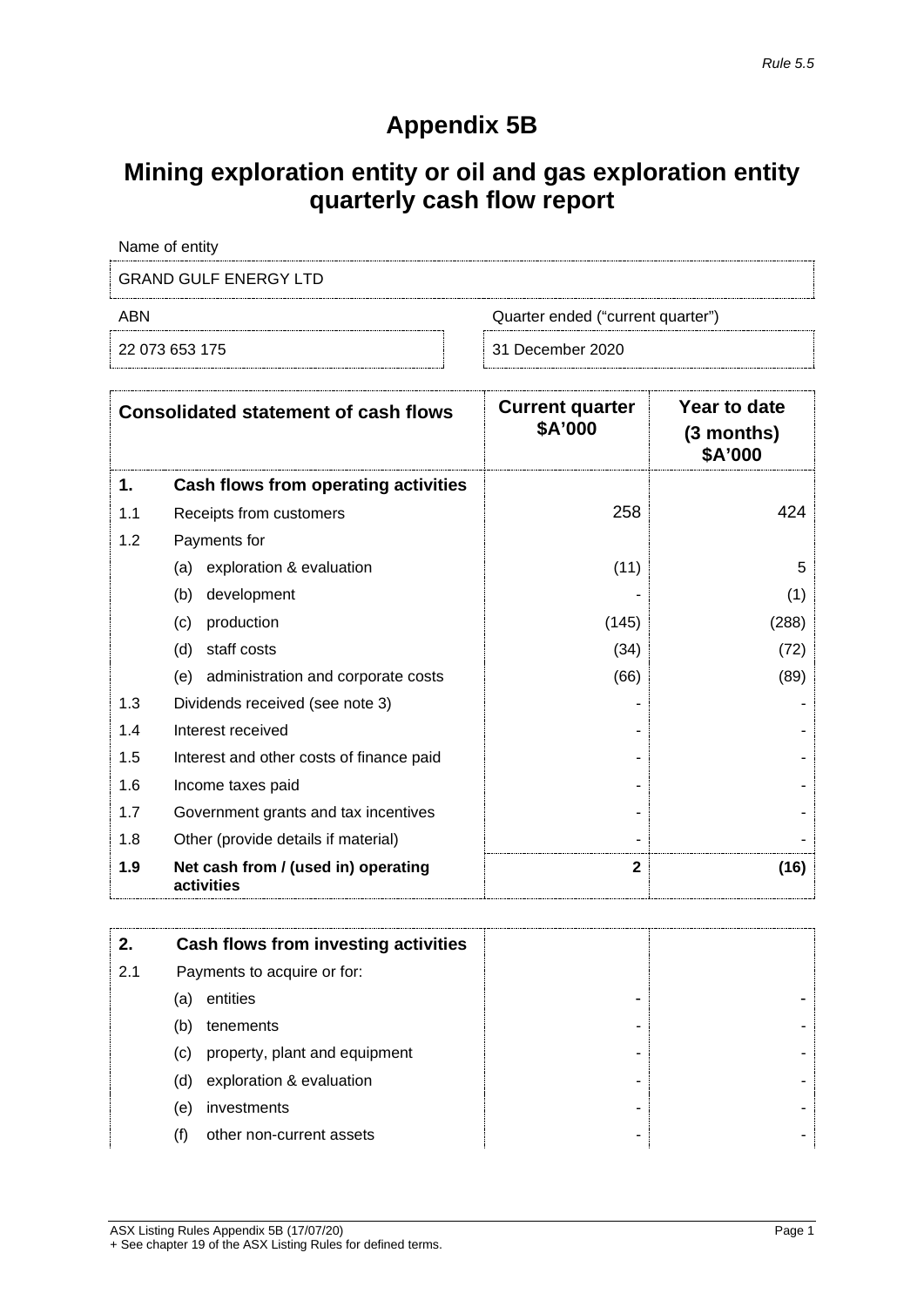*Rule 5.5*

# Appendix 5B

# Mining exploration entity or oil and gas exploration entity quarterly cash flow report

| Name of entity | |
|---|---|
| GRAND GULF ENERGY LTD | |
| **ABN** | **Quarter ended ("current quarter")** |
| 22 073 653 175 | 31 December 2020 |

| | **Consolidated statement of cash flows** | **Current quarter \$A'000** | **Year to date (3 months) \$A'000** |
|---|---|---|---|
| **1.** | **Cash flows from operating activities** | | |
| 1.1 | Receipts from customers | 258 | 424 |
| 1.2 | Payments for | | |
| | (a) exploration & evaluation | (11) | 5 |
| | (b) development | - | (1) |
| | (c) production | (145) | (288) |
| | (d) staff costs | (34) | (72) |
| | (e) administration and corporate costs | (66) | (89) |
| 1.3 | Dividends received (see note 3) | - | - |
| 1.4 | Interest received | - | - |
| 1.5 | Interest and other costs of finance paid | - | - |
| 1.6 | Income taxes paid | - | - |
| 1.7 | Government grants and tax incentives | - | - |
| 1.8 | Other (provide details if material) | - | - |
| **1.9** | **Net cash from / (used in) operating activities** | **2** | **(16)** |

| | | | |
|---|---|---|---|
| **2.** | **Cash flows from investing activities** | | |
| 2.1 | Payments to acquire or for: | | |
| | (a) entities | - | - |
| | (b) tenements | - | - |
| | (c) property, plant and equipment | - | - |
| | (d) exploration & evaluation | - | - |
| | (e) investments | - | - |
| | (f) other non-current assets | - | - |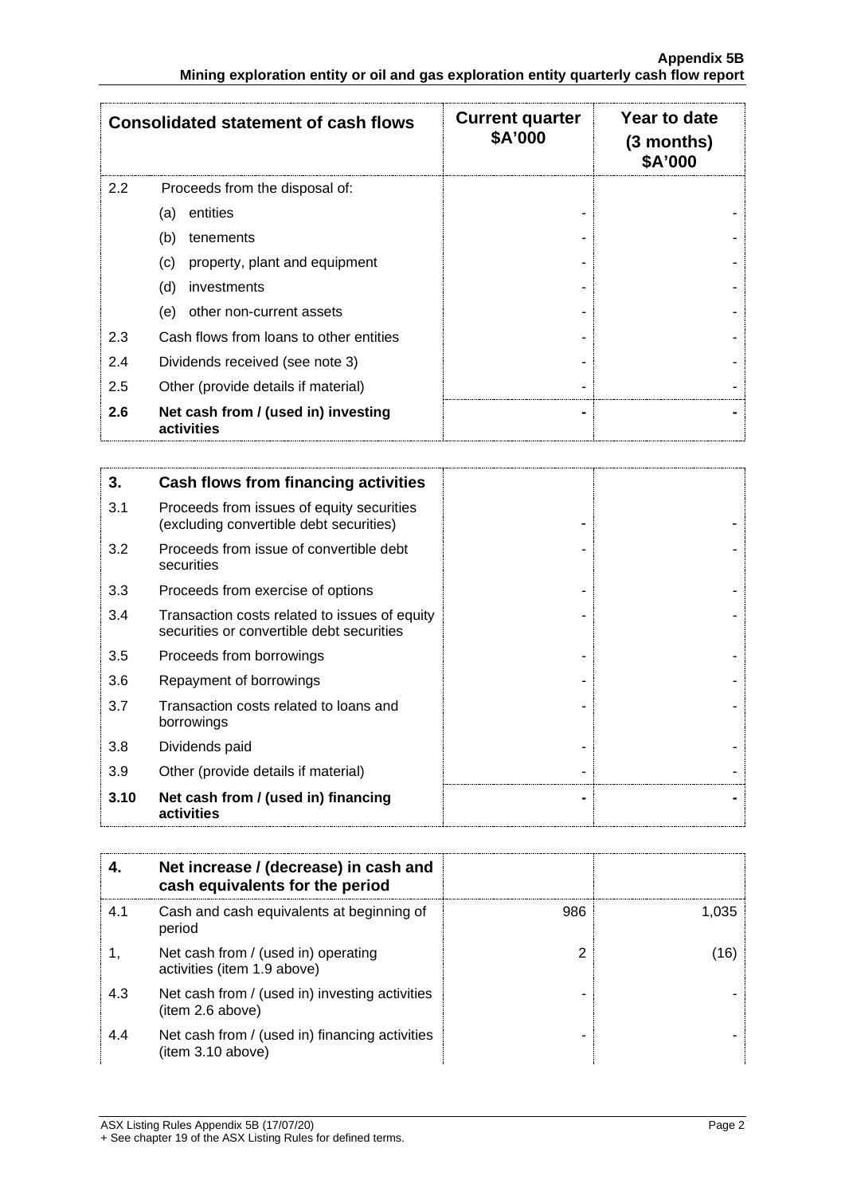| Consolidated statement of cash flows | | Current quarter \$A'000 | Year to date (3 months) \$A'000 |
|---|---|---|---|
| 2.2 | Proceeds from the disposal of: | | |
| | (a) entities | - | - |
| | (b) tenements | - | - |
| | (c) property, plant and equipment | - | - |
| | (d) investments | - | - |
| | (e) other non-current assets | - | - |
| 2.3 | Cash flows from loans to other entities | - | - |
| 2.4 | Dividends received (see note 3) | - | - |
| 2.5 | Other (provide details if material) | - | - |
| **2.6** | **Net cash from / (used in) investing activities** | **-** | **-** |

| | | | |
|---|---|---|---|
| **3.** | **Cash flows from financing activities** | | |
| 3.1 | Proceeds from issues of equity securities (excluding convertible debt securities) | - | - |
| 3.2 | Proceeds from issue of convertible debt securities | - | - |
| 3.3 | Proceeds from exercise of options | - | - |
| 3.4 | Transaction costs related to issues of equity securities or convertible debt securities | - | - |
| 3.5 | Proceeds from borrowings | - | - |
| 3.6 | Repayment of borrowings | - | - |
| 3.7 | Transaction costs related to loans and borrowings | - | - |
| 3.8 | Dividends paid | - | - |
| 3.9 | Other (provide details if material) | - | - |
| **3.10** | **Net cash from / (used in) financing activities** | **-** | **-** |

| | | | |
|---|---|---|---|
| **4.** | **Net increase / (decrease) in cash and cash equivalents for the period** | | |
| 4.1 | Cash and cash equivalents at beginning of period | 986 | 1,035 |
| 1, | Net cash from / (used in) operating activities (item 1.9 above) | 2 | (16) |
| 4.3 | Net cash from / (used in) investing activities (item 2.6 above) | - | - |
| 4.4 | Net cash from / (used in) financing activities (item 3.10 above) | - | - |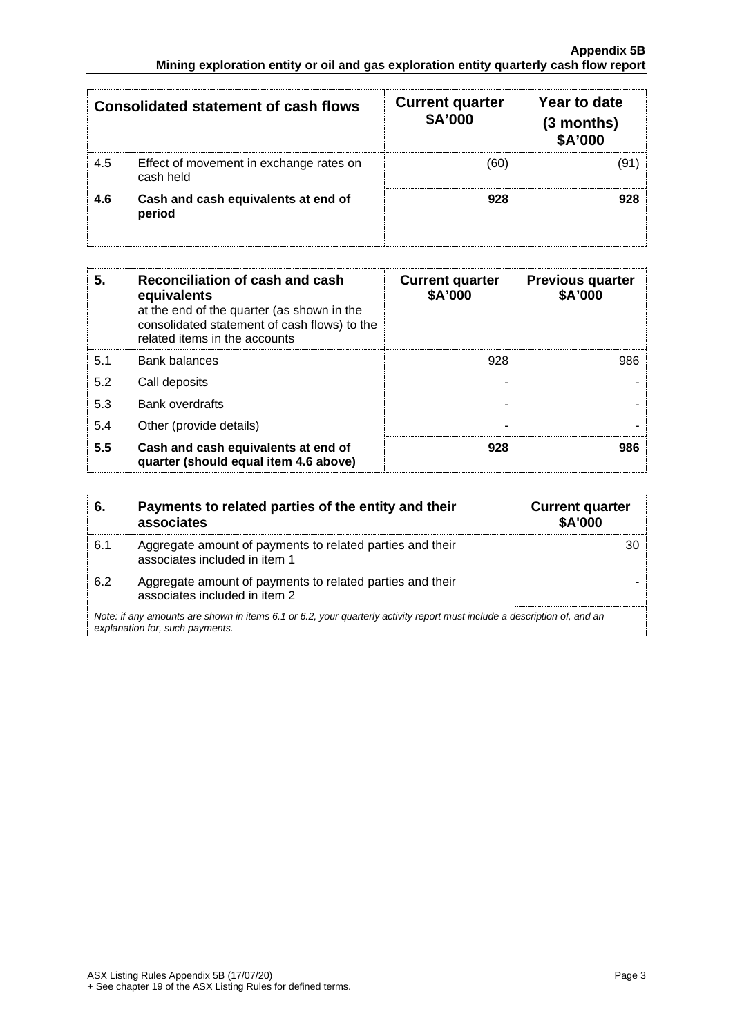| Consolidated statement of cash flows | | Current quarter $A'000 | Year to date (3 months) $A'000 |
|---|---|---|---|
| 4.5 | Effect of movement in exchange rates on cash held | (60) | (91) |
| **4.6** | **Cash and cash equivalents at end of period** | **928** | **928** |

| **5.** | **Reconciliation of cash and cash equivalents** at the end of the quarter (as shown in the consolidated statement of cash flows) to the related items in the accounts | **Current quarter $A'000** | **Previous quarter $A'000** |
|---|---|---|---|
| 5.1 | Bank balances | 928 | 986 |
| 5.2 | Call deposits | - | - |
| 5.3 | Bank overdrafts | - | - |
| 5.4 | Other (provide details) | - | - |
| **5.5** | **Cash and cash equivalents at end of quarter (should equal item 4.6 above)** | **928** | **986** |

| **6.** | **Payments to related parties of the entity and their associates** | **Current quarter $A'000** |
|---|---|---|
| 6.1 | Aggregate amount of payments to related parties and their associates included in item 1 | 30 |
| 6.2 | Aggregate amount of payments to related parties and their associates included in item 2 | - |

*Note: if any amounts are shown in items 6.1 or 6.2, your quarterly activity report must include a description of, and an explanation for, such payments.*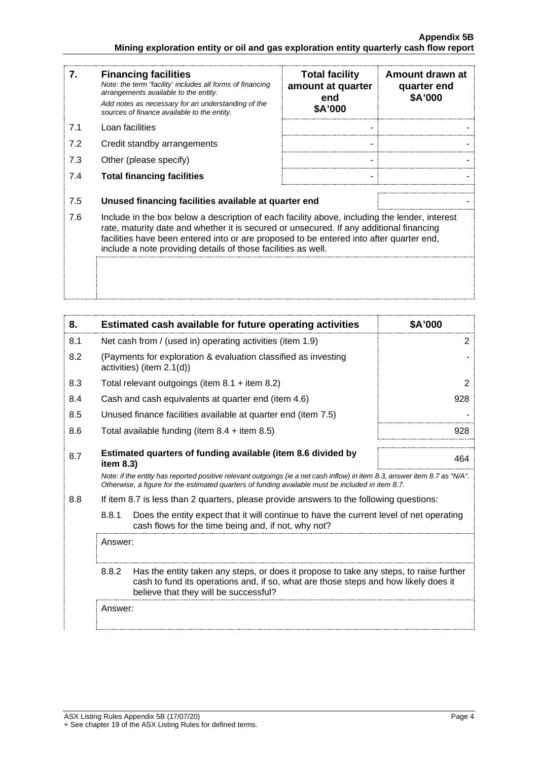| 7. | **Financing facilities**<br>*Note: the term "facility' includes all forms of financing arrangements available to the entity.*<br>*Add notes as necessary for an understanding of the sources of finance available to the entity.* | **Total facility amount at quarter end $A'000** | **Amount drawn at quarter end $A'000** |
|---|---|---|---|
| 7.1 | Loan facilities | - | - |
| 7.2 | Credit standby arrangements | - | - |
| 7.3 | Other (please specify) | - | - |
| 7.4 | **Total financing facilities** | - | - |
| | | | |
| 7.5 | **Unused financing facilities available at quarter end** | | - |
| 7.6 | Include in the box below a description of each facility above, including the lender, interest rate, maturity date and whether it is secured or unsecured. If any additional financing facilities have been entered into or are proposed to be entered into after quarter end, include a note providing details of those facilities as well. | | |
| | | | |

| 8. | **Estimated cash available for future operating activities** | **$A'000** |
|---|---|---|
| 8.1 | Net cash from / (used in) operating activities (item 1.9) | 2 |
| 8.2 | (Payments for exploration & evaluation classified as investing activities) (item 2.1(d)) | - |
| 8.3 | Total relevant outgoings (item 8.1 + item 8.2) | 2 |
| 8.4 | Cash and cash equivalents at quarter end (item 4.6) | 928 |
| 8.5 | Unused finance facilities available at quarter end (item 7.5) | - |
| 8.6 | Total available funding (item 8.4 + item 8.5) | 928 |
| 8.7 | **Estimated quarters of funding available (item 8.6 divided by item 8.3)** | 464 |

*Note: if the entity has reported positive relevant outgoings (ie a net cash inflow) in item 8.3, answer item 8.7 as "N/A". Otherwise, a figure for the estimated quarters of funding available must be included in item 8.7.*

8.8 If item 8.7 is less than 2 quarters, please provide answers to the following questions:

8.8.1 Does the entity expect that it will continue to have the current level of net operating cash flows for the time being and, if not, why not?

Answer:

8.8.2 Has the entity taken any steps, or does it propose to take any steps, to raise further cash to fund its operations and, if so, what are those steps and how likely does it believe that they will be successful?

Answer: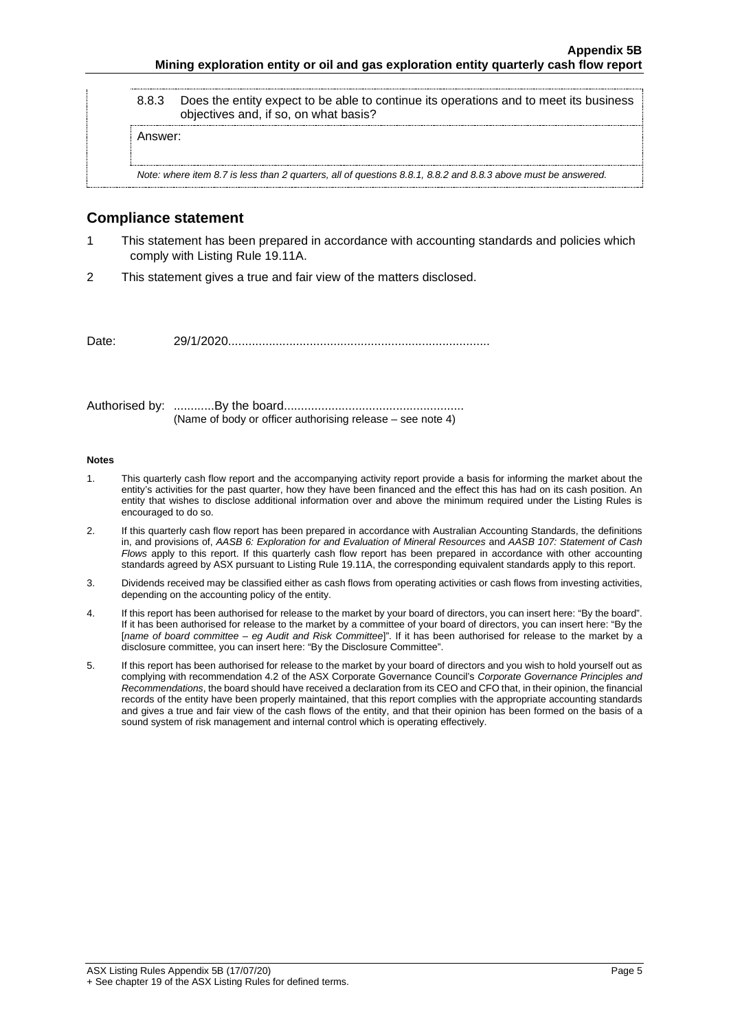| | |
|---|---|
| 8.8.3 | Does the entity expect to be able to continue its operations and to meet its business objectives and, if so, on what basis? |
| Answer: | |

*Note: where item 8.7 is less than 2 quarters, all of questions 8.8.1, 8.8.2 and 8.8.3 above must be answered.*

## Compliance statement

1. This statement has been prepared in accordance with accounting standards and policies which comply with Listing Rule 19.11A.
2. This statement gives a true and fair view of the matters disclosed.

Date: 29/1/2020............................................................................

Authorised by: ............By the board....................................................
(Name of body or officer authorising release – see note 4)

**Notes**

1. This quarterly cash flow report and the accompanying activity report provide a basis for informing the market about the entity's activities for the past quarter, how they have been financed and the effect this has had on its cash position. An entity that wishes to disclose additional information over and above the minimum required under the Listing Rules is encouraged to do so.
2. If this quarterly cash flow report has been prepared in accordance with Australian Accounting Standards, the definitions in, and provisions of, *AASB 6: Exploration for and Evaluation of Mineral Resources* and *AASB 107: Statement of Cash Flows* apply to this report. If this quarterly cash flow report has been prepared in accordance with other accounting standards agreed by ASX pursuant to Listing Rule 19.11A, the corresponding equivalent standards apply to this report.
3. Dividends received may be classified either as cash flows from operating activities or cash flows from investing activities, depending on the accounting policy of the entity.
4. If this report has been authorised for release to the market by your board of directors, you can insert here: "By the board". If it has been authorised for release to the market by a committee of your board of directors, you can insert here: "By the [*name of board committee – eg Audit and Risk Committee*]". If it has been authorised for release to the market by a disclosure committee, you can insert here: "By the Disclosure Committee".
5. If this report has been authorised for release to the market by your board of directors and you wish to hold yourself out as complying with recommendation 4.2 of the ASX Corporate Governance Council's *Corporate Governance Principles and Recommendations*, the board should have received a declaration from its CEO and CFO that, in their opinion, the financial records of the entity have been properly maintained, that this report complies with the appropriate accounting standards and gives a true and fair view of the cash flows of the entity, and that their opinion has been formed on the basis of a sound system of risk management and internal control which is operating effectively.